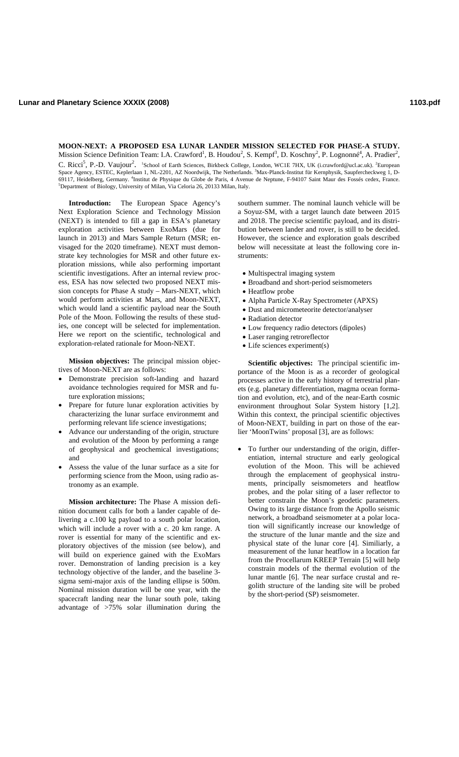# MOON-NEXT: A PROPOSED ESA LUNAR LANDER MISSION SELECTED FOR PHASE-A STUDY.

Mission Science Definition Team: I.A. Crawford[1], B. Houdou[2], S. Kempf[3], D. Koschny[2], P. Lognonné[4], A. Pradier[2], C. Ricci[5], P.-D. Vaujour[2]. [1]School of Earth Sciences, Birkbeck College, London, WC1E 7HX, UK (i.crawford@ucl.ac.uk). [2]European Space Agency, ESTEC, Keplerlaan 1, NL-2201, AZ Noordwijk, The Netherlands. [3]Max-Planck-Institut für Kernphysik, Saupfercheckweg 1, D-69117, Heidelberg, Germany. [4]Institut de Physique du Globe de Paris, 4 Avenue de Neptune, F-94107 Saint Maur des Fossés cedex, France. [5]Department of Biology, University of Milan, Via Celoria 26, 20133 Milan, Italy.

**Introduction:** The European Space Agency's Next Exploration Science and Technology Mission (NEXT) is intended to fill a gap in ESA's planetary exploration activities between ExoMars (due for launch in 2013) and Mars Sample Return (MSR; envisaged for the 2020 timeframe). NEXT must demonstrate key technologies for MSR and other future exploration missions, while also performing important scientific investigations. After an internal review process, ESA has now selected two proposed NEXT mission concepts for Phase A study – Mars-NEXT, which would perform activities at Mars, and Moon-NEXT, which would land a scientific payload near the South Pole of the Moon. Following the results of these studies, one concept will be selected for implementation. Here we report on the scientific, technological and exploration-related rationale for Moon-NEXT.

**Mission objectives:** The principal mission objectives of Moon-NEXT are as follows:

- Demonstrate precision soft-landing and hazard avoidance technologies required for MSR and future exploration missions;
- Prepare for future lunar exploration activities by characterizing the lunar surface environmemt and performing relevant life science investigations;
- Advance our understanding of the origin, structure and evolution of the Moon by performing a range of geophysical and geochemical investigations; and
- Assess the value of the lunar surface as a site for performing science from the Moon, using radio astronomy as an example.

**Mission architecture:** The Phase A mission definition document calls for both a lander capable of delivering a c.100 kg payload to a south polar location, which will include a rover with a c. 20 km range. A rover is essential for many of the scientific and exploratory objectives of the mission (see below), and will build on experience gained with the ExoMars rover. Demonstration of landing precision is a key technology objective of the lander, and the baseline 3-sigma semi-major axis of the landing ellipse is 500m. Nominal mission duration will be one year, with the spacecraft landing near the lunar south pole, taking advantage of >75% solar illumination during the southern summer. The nominal launch vehicle will be a Soyuz-SM, with a target launch date between 2015 and 2018. The precise scientific payload, and its distribution between lander and rover, is still to be decided. However, the science and exploration goals described below will necessitate at least the following core instruments:

- Multispectral imaging system
- Broadband and short-period seismometers
- Heatflow probe
- Alpha Particle X-Ray Spectrometer (APXS)
- Dust and micrometeorite detector/analyser
- Radiation detector
- Low frequency radio detectors (dipoles)
- Laser ranging retroreflector
- Life sciences experiment(s)

**Scientific objectives:** The principal scientific importance of the Moon is as a recorder of geological processes active in the early history of terrestrial planets (e.g. planetary differentiation, magma ocean formation and evolution, etc), and of the near-Earth cosmic environment throughout Solar System history [1,2]. Within this context, the principal scientific objectives of Moon-NEXT, building in part on those of the earlier 'MoonTwins' proposal [3], are as follows:

- To further our understanding of the origin, differentiation, internal structure and early geological evolution of the Moon. This will be achieved through the emplacement of geophysical instruments, principally seismometers and heatflow probes, and the polar siting of a laser reflector to better constrain the Moon's geodetic parameters. Owing to its large distance from the Apollo seismic network, a broadband seismometer at a polar location will significantly increase our knowledge of the structure of the lunar mantle and the size and physical state of the lunar core [4]. Similiarly, a measurement of the lunar heatflow in a location far from the Procellarum KREEP Terrain [5] will help constrain models of the thermal evolution of the lunar mantle [6]. The near surface crustal and regolith structure of the landing site will be probed by the short-period (SP) seismometer.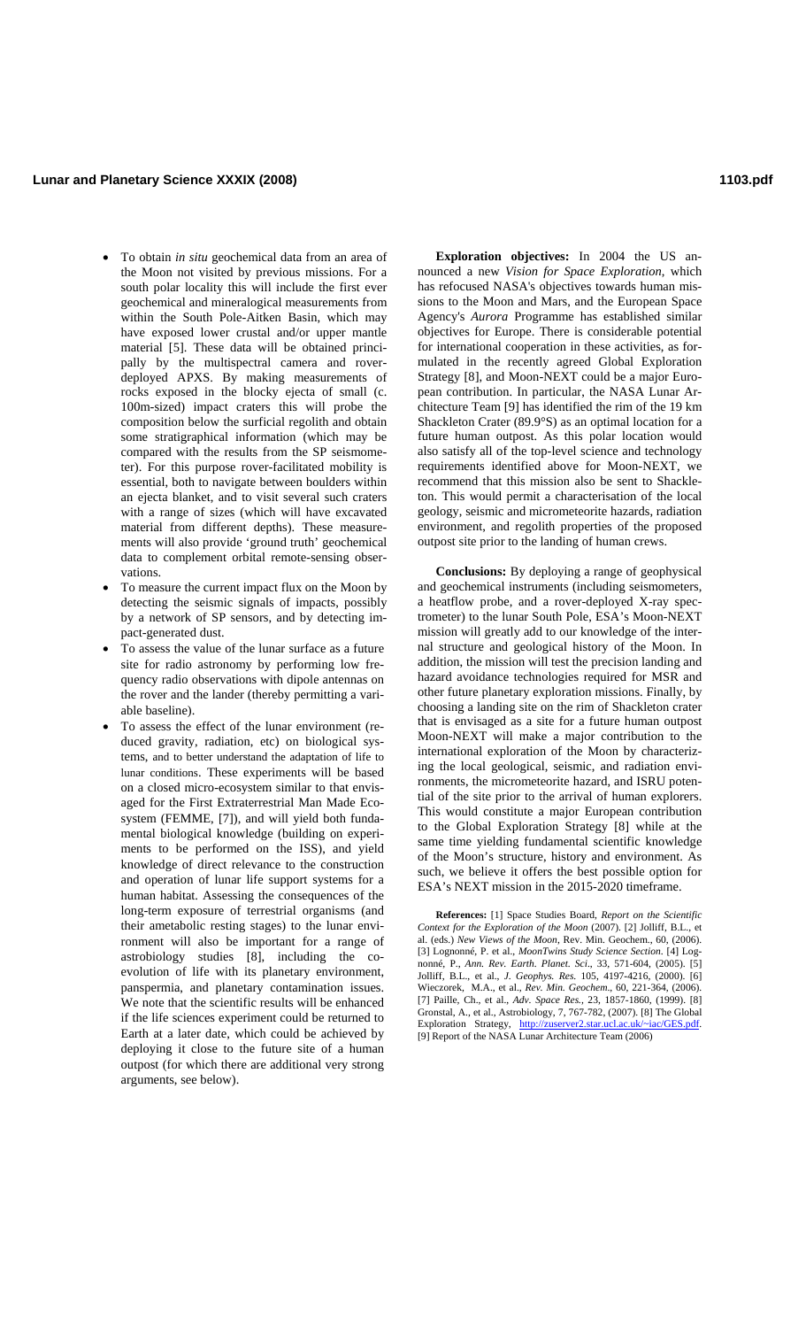- To obtain *in situ* geochemical data from an area of the Moon not visited by previous missions. For a south polar locality this will include the first ever geochemical and mineralogical measurements from within the South Pole-Aitken Basin, which may have exposed lower crustal and/or upper mantle material [5]. These data will be obtained principally by the multispectral camera and rover-deployed APXS. By making measurements of rocks exposed in the blocky ejecta of small (c. 100m-sized) impact craters this will probe the composition below the surficial regolith and obtain some stratigraphical information (which may be compared with the results from the SP seismometer). For this purpose rover-facilitated mobility is essential, both to navigate between boulders within an ejecta blanket, and to visit several such craters with a range of sizes (which will have excavated material from different depths). These measurements will also provide 'ground truth' geochemical data to complement orbital remote-sensing observations.
- To measure the current impact flux on the Moon by detecting the seismic signals of impacts, possibly by a network of SP sensors, and by detecting impact-generated dust.
- To assess the value of the lunar surface as a future site for radio astronomy by performing low frequency radio observations with dipole antennas on the rover and the lander (thereby permitting a variable baseline).
- To assess the effect of the lunar environment (reduced gravity, radiation, etc) on biological systems, and to better understand the adaptation of life to lunar conditions. These experiments will be based on a closed micro-ecosystem similar to that envisaged for the First Extraterrestrial Man Made Ecosystem (FEMME, [7]), and will yield both fundamental biological knowledge (building on experiments to be performed on the ISS), and yield knowledge of direct relevance to the construction and operation of lunar life support systems for a human habitat. Assessing the consequences of the long-term exposure of terrestrial organisms (and their ametabolic resting stages) to the lunar environment will also be important for a range of astrobiology studies [8], including the co-evolution of life with its planetary environment, panspermia, and planetary contamination issues. We note that the scientific results will be enhanced if the life sciences experiment could be returned to Earth at a later date, which could be achieved by deploying it close to the future site of a human outpost (for which there are additional very strong arguments, see below).

**Exploration objectives:** In 2004 the US announced a new *Vision for Space Exploration*, which has refocused NASA's objectives towards human missions to the Moon and Mars, and the European Space Agency's *Aurora* Programme has established similar objectives for Europe. There is considerable potential for international cooperation in these activities, as formulated in the recently agreed Global Exploration Strategy [8], and Moon-NEXT could be a major European contribution. In particular, the NASA Lunar Architecture Team [9] has identified the rim of the 19 km Shackleton Crater (89.9°S) as an optimal location for a future human outpost. As this polar location would also satisfy all of the top-level science and technology requirements identified above for Moon-NEXT, we recommend that this mission also be sent to Shackleton. This would permit a characterisation of the local geology, seismic and micrometeorite hazards, radiation environment, and regolith properties of the proposed outpost site prior to the landing of human crews.

**Conclusions:** By deploying a range of geophysical and geochemical instruments (including seismometers, a heatflow probe, and a rover-deployed X-ray spectrometer) to the lunar South Pole, ESA's Moon-NEXT mission will greatly add to our knowledge of the internal structure and geological history of the Moon. In addition, the mission will test the precision landing and hazard avoidance technologies required for MSR and other future planetary exploration missions. Finally, by choosing a landing site on the rim of Shackleton crater that is envisaged as a site for a future human outpost Moon-NEXT will make a major contribution to the international exploration of the Moon by characterizing the local geological, seismic, and radiation environments, the micrometeorite hazard, and ISRU potential of the site prior to the arrival of human explorers. This would constitute a major European contribution to the Global Exploration Strategy [8] while at the same time yielding fundamental scientific knowledge of the Moon's structure, history and environment. As such, we believe it offers the best possible option for ESA's NEXT mission in the 2015-2020 timeframe.

**References:** [1] Space Studies Board, *Report on the Scientific Context for the Exploration of the Moon* (2007). [2] Jolliff, B.L., et al. (eds.) *New Views of the Moon*, Rev. Min. Geochem., 60, (2006). [3] Lognonné, P. et al., *MoonTwins Study Science Section*. [4] Lognonné, P., *Ann. Rev. Earth. Planet. Sci*., 33, 571-604, (2005). [5] Jolliff, B.L., et al., *J. Geophys. Res.* 105, 4197-4216, (2000). [6] Wieczorek, M.A., et al., *Rev. Min. Geochem*., 60, 221-364, (2006). [7] Paille, Ch., et al., *Adv. Space Res.*, 23, 1857-1860, (1999). [8] Gronstal, A., et al., Astrobiology, 7, 767-782, (2007). [8] The Global Exploration Strategy, http://zuserver2.star.ucl.ac.uk/~iac/GES.pdf. [9] Report of the NASA Lunar Architecture Team (2006)